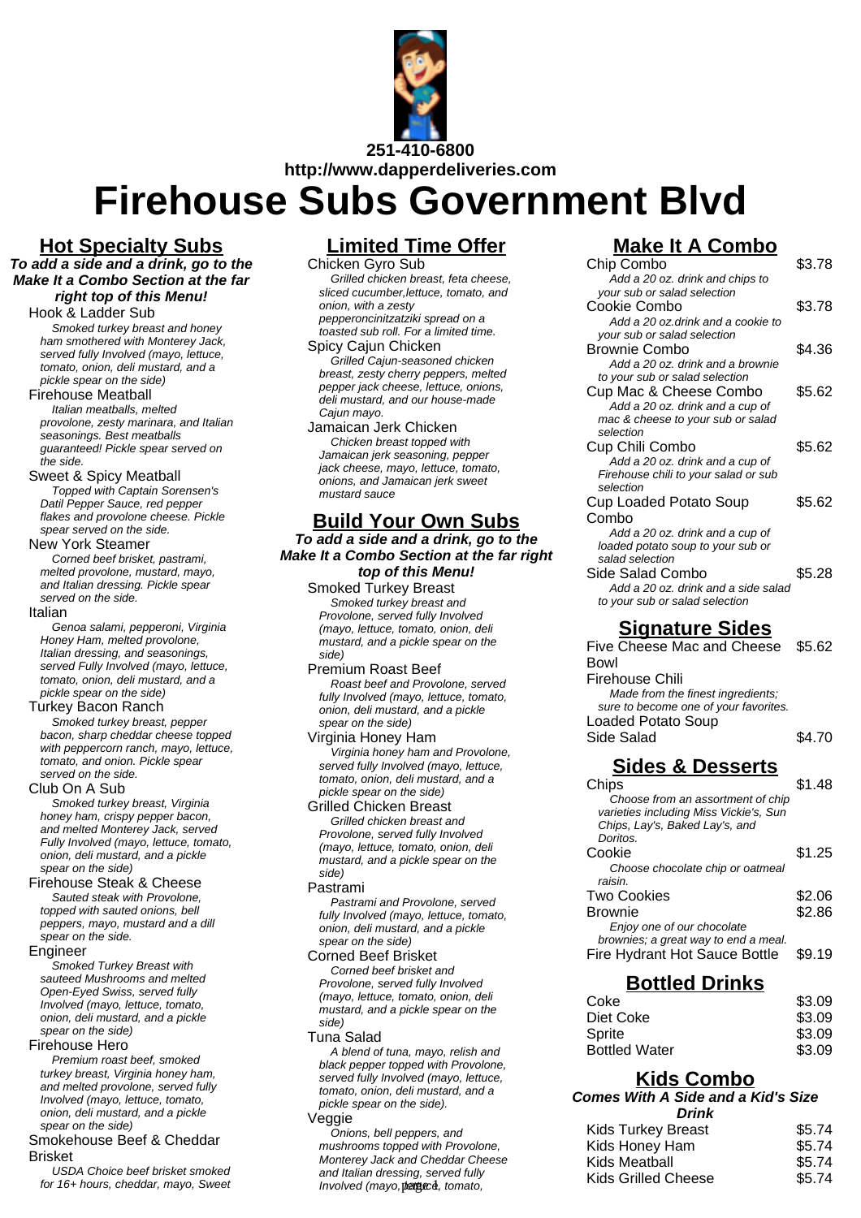251-410-6800

http://www.dapperdeliveries.com

# Firehouse Subs Government Blvd

## Hot Specialty Subs

***To add a side and a drink, go to the Make It a Combo Section at the far right top of this Menu!***

**Hook & Ladder Sub**
*Smoked turkey breast and honey ham smothered with Monterey Jack, served fully Involved (mayo, lettuce, tomato, onion, deli mustard, and a pickle spear on the side)*

**Firehouse Meatball**
*Italian meatballs, melted provolone, zesty marinara, and Italian seasonings. Best meatballs guaranteed! Pickle spear served on the side.*

**Sweet & Spicy Meatball**
*Topped with Captain Sorensen's Datil Pepper Sauce, red pepper flakes and provolone cheese. Pickle spear served on the side.*

**New York Steamer**
*Corned beef brisket, pastrami, melted provolone, mustard, mayo, and Italian dressing. Pickle spear served on the side.*

**Italian**
*Genoa salami, pepperoni, Virginia Honey Ham, melted provolone, Italian dressing, and seasonings, served Fully Involved (mayo, lettuce, tomato, onion, deli mustard, and a pickle spear on the side)*

**Turkey Bacon Ranch**
*Smoked turkey breast, pepper bacon, sharp cheddar cheese topped with peppercorn ranch, mayo, lettuce, tomato, and onion. Pickle spear served on the side.*

**Club On A Sub**
*Smoked turkey breast, Virginia honey ham, crispy pepper bacon, and melted Monterey Jack, served Fully Involved (mayo, lettuce, tomato, onion, deli mustard, and a pickle spear on the side)*

**Firehouse Steak & Cheese**
*Sauted steak with Provolone, topped with sauted onions, bell peppers, mayo, mustard and a dill spear on the side.*

**Engineer**
*Smoked Turkey Breast with sauteed Mushrooms and melted Open-Eyed Swiss, served fully Involved (mayo, lettuce, tomato, onion, deli mustard, and a pickle spear on the side)*

**Firehouse Hero**
*Premium roast beef, smoked turkey breast, Virginia honey ham, and melted provolone, served fully Involved (mayo, lettuce, tomato, onion, deli mustard, and a pickle spear on the side)*

**Smokehouse Beef & Cheddar Brisket**
*USDA Choice beef brisket smoked for 16+ hours, cheddar, mayo, Sweet*

## Limited Time Offer

**Chicken Gyro Sub**
*Grilled chicken breast, feta cheese, sliced cucumber,lettuce, tomato, and onion, with a zesty pepperoncinitzatziki spread on a toasted sub roll. For a limited time.*

**Spicy Cajun Chicken**
*Grilled Cajun-seasoned chicken breast, zesty cherry peppers, melted pepper jack cheese, lettuce, onions, deli mustard, and our house-made Cajun mayo.*

**Jamaican Jerk Chicken**
*Chicken breast topped with Jamaican jerk seasoning, pepper jack cheese, mayo, lettuce, tomato, onions, and Jamaican jerk sweet mustard sauce*

## Build Your Own Subs

***To add a side and a drink, go to the Make It a Combo Section at the far right top of this Menu!***

**Smoked Turkey Breast**
*Smoked turkey breast and Provolone, served fully Involved (mayo, lettuce, tomato, onion, deli mustard, and a pickle spear on the side)*

**Premium Roast Beef**
*Roast beef and Provolone, served fully Involved (mayo, lettuce, tomato, onion, deli mustard, and a pickle spear on the side)*

**Virginia Honey Ham**
*Virginia honey ham and Provolone, served fully Involved (mayo, lettuce, tomato, onion, deli mustard, and a pickle spear on the side)*

**Grilled Chicken Breast**
*Grilled chicken breast and Provolone, served fully Involved (mayo, lettuce, tomato, onion, deli mustard, and a pickle spear on the side)*

**Pastrami**
*Pastrami and Provolone, served fully Involved (mayo, lettuce, tomato, onion, deli mustard, and a pickle spear on the side)*

**Corned Beef Brisket**
*Corned beef brisket and Provolone, served fully Involved (mayo, lettuce, tomato, onion, deli mustard, and a pickle spear on the side)*

**Tuna Salad**
*A blend of tuna, mayo, relish and black pepper topped with Provolone, served fully Involved (mayo, lettuce, tomato, onion, deli mustard, and a pickle spear on the side).*

**Veggie**
*Onions, bell peppers, and mushrooms topped with Provolone, Monterey Jack and Cheddar Cheese and Italian dressing, served fully Involved (mayo, lettuce, tomato,*

## Make It A Combo

| Item | Price |
|---|---|
| Chip Combo<br>*Add a 20 oz. drink and chips to your sub or salad selection* | $3.78 |
| Cookie Combo<br>*Add a 20 oz.drink and a cookie to your sub or salad selection* | $3.78 |
| Brownie Combo<br>*Add a 20 oz. drink and a brownie to your sub or salad selection* | $4.36 |
| Cup Mac & Cheese Combo<br>*Add a 20 oz. drink and a cup of mac & cheese to your sub or salad selection* | $5.62 |
| Cup Chili Combo<br>*Add a 20 oz. drink and a cup of Firehouse chili to your salad or sub selection* | $5.62 |
| Cup Loaded Potato Soup Combo<br>*Add a 20 oz. drink and a cup of loaded potato soup to your sub or salad selection* | $5.62 |
| Side Salad Combo<br>*Add a 20 oz. drink and a side salad to your sub or salad selection* | $5.28 |

## Signature Sides

| Item | Price |
|---|---|
| Five Cheese Mac and Cheese Bowl | $5.62 |
| Firehouse Chili<br>*Made from the finest ingredients; sure to become one of your favorites.* | |
| Loaded Potato Soup | |
| Side Salad | $4.70 |

## Sides & Desserts

| Item | Price |
|---|---|
| Chips<br>*Choose from an assortment of chip varieties including Miss Vickie's, Sun Chips, Lay's, Baked Lay's, and Doritos.* | $1.48 |
| Cookie<br>*Choose chocolate chip or oatmeal raisin.* | $1.25 |
| Two Cookies | $2.06 |
| Brownie<br>*Enjoy one of our chocolate brownies; a great way to end a meal.* | $2.86 |
| Fire Hydrant Hot Sauce Bottle | $9.19 |

## Bottled Drinks

| Item | Price |
|---|---|
| Coke | $3.09 |
| Diet Coke | $3.09 |
| Sprite | $3.09 |
| Bottled Water | $3.09 |

## Kids Combo

***Comes With A Side and a Kid's Size Drink***

| Item | Price |
|---|---|
| Kids Turkey Breast | $5.74 |
| Kids Honey Ham | $5.74 |
| Kids Meatball | $5.74 |
| Kids Grilled Cheese | $5.74 |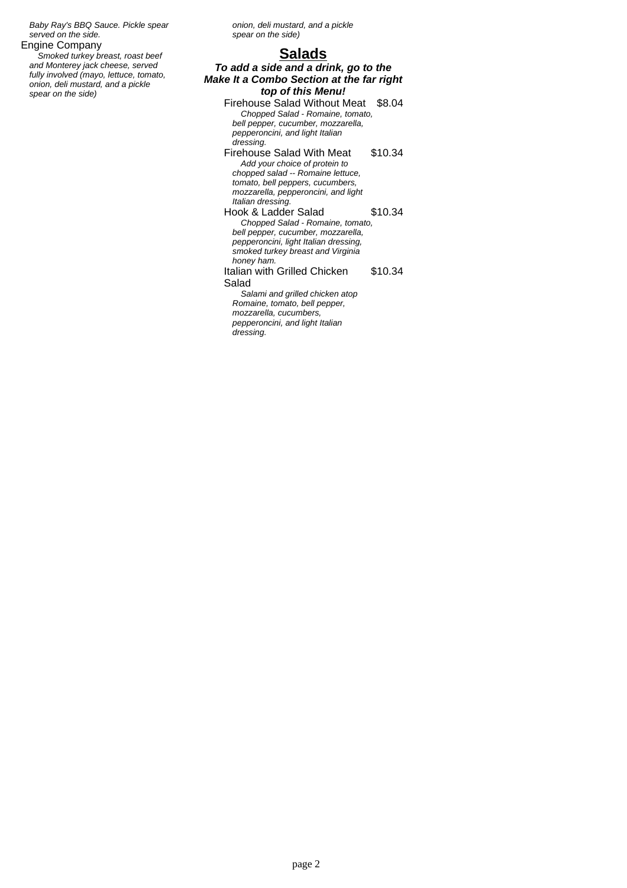*Baby Ray's BBQ Sauce. Pickle spear served on the side.*

Engine Company

*Smoked turkey breast, roast beef and Monterey jack cheese, served fully involved (mayo, lettuce, tomato, onion, deli mustard, and a pickle spear on the side)*

*onion, deli mustard, and a pickle spear on the side)*

## Salads

***To add a side and a drink, go to the Make It a Combo Section at the far right top of this Menu!***

Firehouse Salad Without Meat $8.04

*Chopped Salad - Romaine, tomato, bell pepper, cucumber, mozzarella, pepperoncini, and light Italian dressing.*

Firehouse Salad With Meat $10.34

*Add your choice of protein to chopped salad -- Romaine lettuce, tomato, bell peppers, cucumbers, mozzarella, pepperoncini, and light Italian dressing.*

Hook & Ladder Salad $10.34

*Chopped Salad - Romaine, tomato, bell pepper, cucumber, mozzarella, pepperoncini, light Italian dressing, smoked turkey breast and Virginia honey ham.*

Italian with Grilled Chicken Salad $10.34

*Salami and grilled chicken atop Romaine, tomato, bell pepper, mozzarella, cucumbers, pepperoncini, and light Italian dressing.*